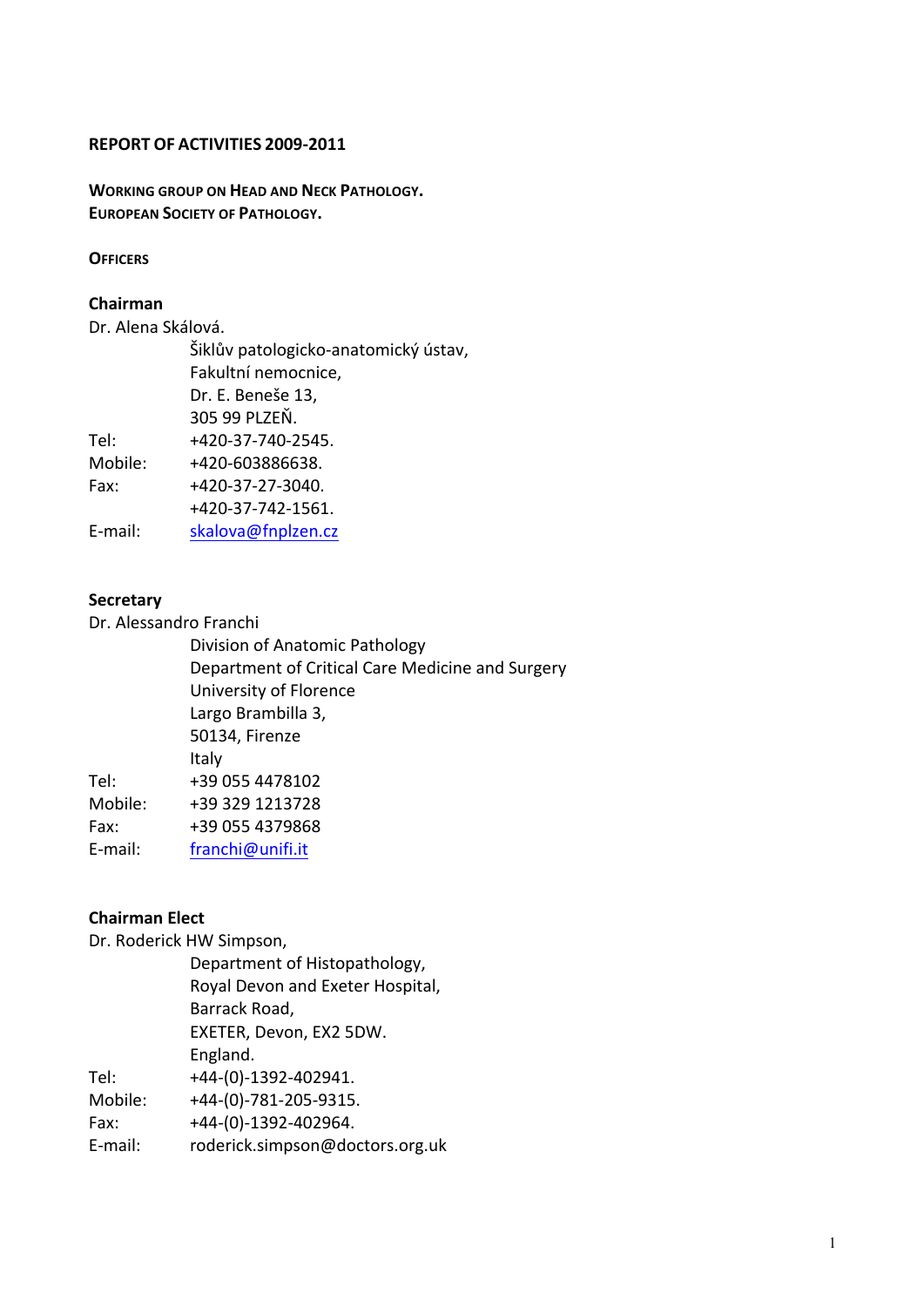**REPORT OF ACTIVITIES 2009-2011**

**WORKING GROUP ON HEAD AND NECK PATHOLOGY.**
**EUROPEAN SOCIETY OF PATHOLOGY.**

**OFFICERS**

**Chairman**

Dr. Alena Skálová.
Šiklův patologicko-anatomický ústav,
Fakultní nemocnice,
Dr. E. Beneše 13,
305 99 PLZEŇ.

Tel: +420-37-740-2545.
Mobile: +420-603886638.
Fax: +420-37-27-3040.
+420-37-742-1561.
E-mail: skalova@fnplzen.cz

**Secretary**

Dr. Alessandro Franchi
Division of Anatomic Pathology
Department of Critical Care Medicine and Surgery
University of Florence
Largo Brambilla 3,
50134, Firenze
Italy

Tel: +39 055 4478102
Mobile: +39 329 1213728
Fax: +39 055 4379868
E-mail: franchi@unifi.it

**Chairman Elect**

Dr. Roderick HW Simpson,
Department of Histopathology,
Royal Devon and Exeter Hospital,
Barrack Road,
EXETER, Devon, EX2 5DW.
England.

Tel: +44-(0)-1392-402941.
Mobile: +44-(0)-781-205-9315.
Fax: +44-(0)-1392-402964.
E-mail: roderick.simpson@doctors.org.uk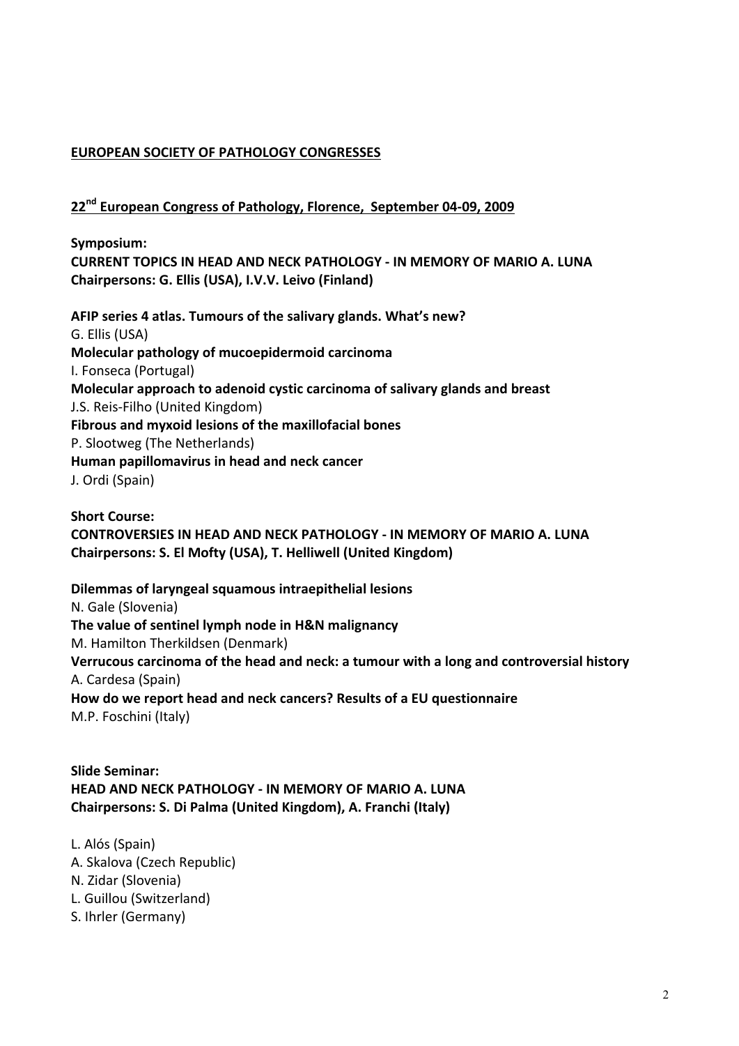## EUROPEAN SOCIETY OF PATHOLOGY CONGRESSES

### 22nd European Congress of Pathology, Florence, September 04-09, 2009

**Symposium:**
**CURRENT TOPICS IN HEAD AND NECK PATHOLOGY - IN MEMORY OF MARIO A. LUNA**
**Chairpersons: G. Ellis (USA), I.V.V. Leivo (Finland)**

**AFIP series 4 atlas. Tumours of the salivary glands. What's new?**
G. Ellis (USA)
**Molecular pathology of mucoepidermoid carcinoma**
I. Fonseca (Portugal)
**Molecular approach to adenoid cystic carcinoma of salivary glands and breast**
J.S. Reis-Filho (United Kingdom)
**Fibrous and myxoid lesions of the maxillofacial bones**
P. Slootweg (The Netherlands)
**Human papillomavirus in head and neck cancer**
J. Ordi (Spain)

**Short Course:**
**CONTROVERSIES IN HEAD AND NECK PATHOLOGY - IN MEMORY OF MARIO A. LUNA**
**Chairpersons: S. El Mofty (USA), T. Helliwell (United Kingdom)**

**Dilemmas of laryngeal squamous intraepithelial lesions**
N. Gale (Slovenia)
**The value of sentinel lymph node in H&N malignancy**
M. Hamilton Therkildsen (Denmark)
**Verrucous carcinoma of the head and neck: a tumour with a long and controversial history**
A. Cardesa (Spain)
**How do we report head and neck cancers? Results of a EU questionnaire**
M.P. Foschini (Italy)

**Slide Seminar:**
**HEAD AND NECK PATHOLOGY - IN MEMORY OF MARIO A. LUNA**
**Chairpersons: S. Di Palma (United Kingdom), A. Franchi (Italy)**

L. Alós (Spain)
A. Skalova (Czech Republic)
N. Zidar (Slovenia)
L. Guillou (Switzerland)
S. Ihrler (Germany)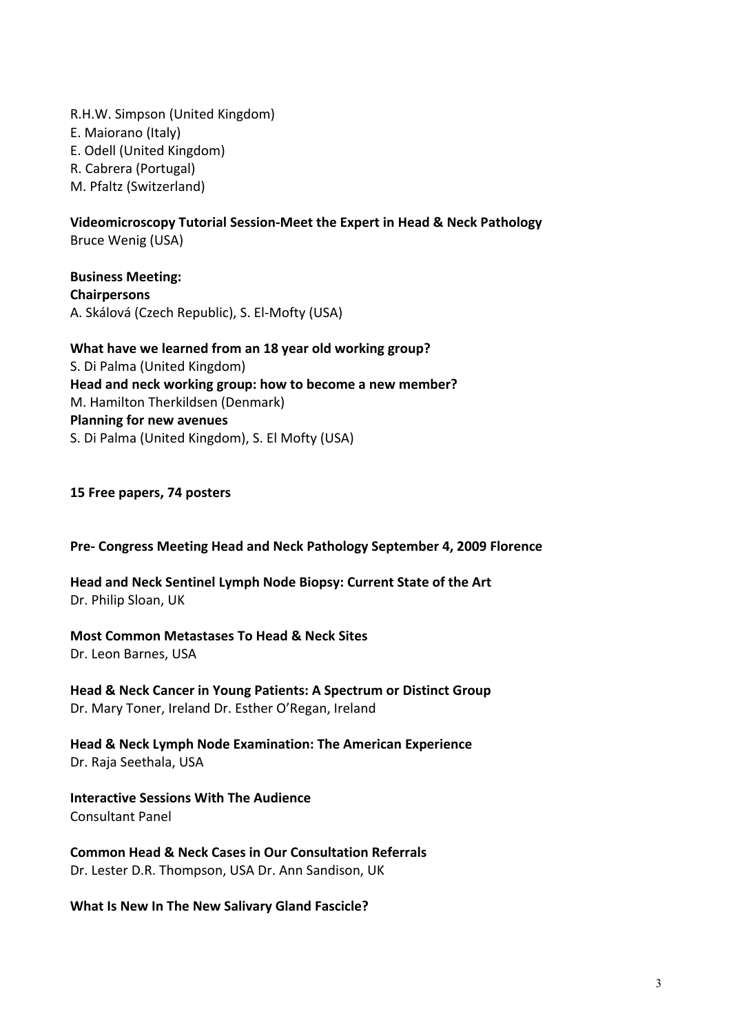R.H.W. Simpson (United Kingdom)
E. Maiorano (Italy)
E. Odell (United Kingdom)
R. Cabrera (Portugal)
M. Pfaltz (Switzerland)

**Videomicroscopy Tutorial Session-Meet the Expert in Head & Neck Pathology**
Bruce Wenig (USA)

**Business Meeting:**
**Chairpersons**
A. Skálová (Czech Republic), S. El-Mofty (USA)

**What have we learned from an 18 year old working group?**
S. Di Palma (United Kingdom)
**Head and neck working group: how to become a new member?**
M. Hamilton Therkildsen (Denmark)
**Planning for new avenues**
S. Di Palma (United Kingdom), S. El Mofty (USA)

**15 Free papers, 74 posters**

**Pre- Congress Meeting Head and Neck Pathology September 4, 2009 Florence**

**Head and Neck Sentinel Lymph Node Biopsy: Current State of the Art**
Dr. Philip Sloan, UK

**Most Common Metastases To Head & Neck Sites**
Dr. Leon Barnes, USA

**Head & Neck Cancer in Young Patients: A Spectrum or Distinct Group**
Dr. Mary Toner, Ireland Dr. Esther O'Regan, Ireland

**Head & Neck Lymph Node Examination: The American Experience**
Dr. Raja Seethala, USA

**Interactive Sessions With The Audience**
Consultant Panel

**Common Head & Neck Cases in Our Consultation Referrals**
Dr. Lester D.R. Thompson, USA Dr. Ann Sandison, UK

**What Is New In The New Salivary Gland Fascicle?**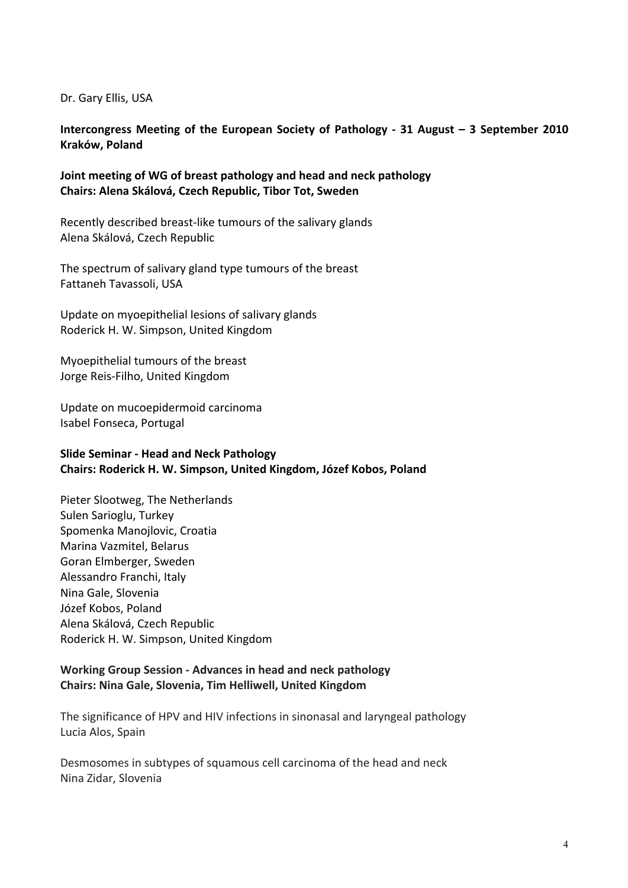Dr. Gary Ellis, USA

**Intercongress Meeting of the European Society of Pathology - 31 August – 3 September 2010 Kraków, Poland**

**Joint meeting of WG of breast pathology and head and neck pathology**
**Chairs: Alena Skálová, Czech Republic, Tibor Tot, Sweden**

Recently described breast-like tumours of the salivary glands
Alena Skálová, Czech Republic

The spectrum of salivary gland type tumours of the breast
Fattaneh Tavassoli, USA

Update on myoepithelial lesions of salivary glands
Roderick H. W. Simpson, United Kingdom

Myoepithelial tumours of the breast
Jorge Reis-Filho, United Kingdom

Update on mucoepidermoid carcinoma
Isabel Fonseca, Portugal

**Slide Seminar - Head and Neck Pathology**
**Chairs: Roderick H. W. Simpson, United Kingdom, Józef Kobos, Poland**

Pieter Slootweg, The Netherlands
Sulen Sarioglu, Turkey
Spomenka Manojlovic, Croatia
Marina Vazmitel, Belarus
Goran Elmberger, Sweden
Alessandro Franchi, Italy
Nina Gale, Slovenia
Józef Kobos, Poland
Alena Skálová, Czech Republic
Roderick H. W. Simpson, United Kingdom

**Working Group Session - Advances in head and neck pathology**
**Chairs: Nina Gale, Slovenia, Tim Helliwell, United Kingdom**

The significance of HPV and HIV infections in sinonasal and laryngeal pathology
Lucia Alos, Spain

Desmosomes in subtypes of squamous cell carcinoma of the head and neck
Nina Zidar, Slovenia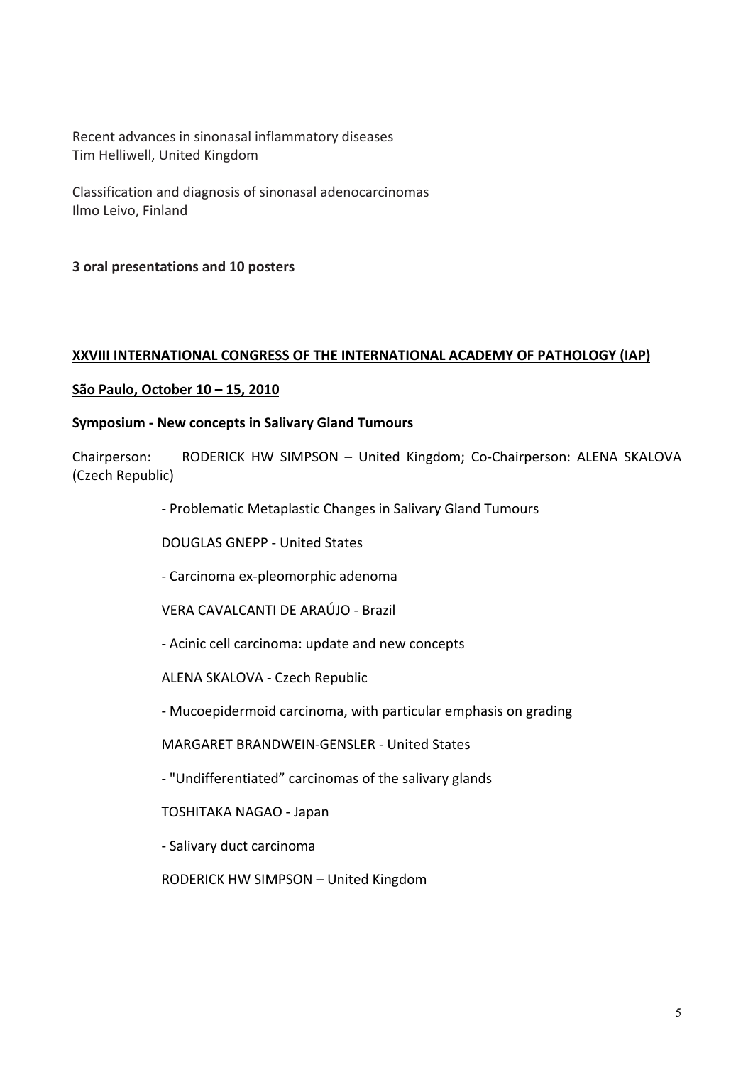Recent advances in sinonasal inflammatory diseases
Tim Helliwell, United Kingdom

Classification and diagnosis of sinonasal adenocarcinomas
Ilmo Leivo, Finland

**3 oral presentations and 10 posters**

## XXVIII INTERNATIONAL CONGRESS OF THE INTERNATIONAL ACADEMY OF PATHOLOGY (IAP)

**São Paulo, October 10 – 15, 2010**

**Symposium - New concepts in Salivary Gland Tumours**

Chairperson: RODERICK HW SIMPSON – United Kingdom; Co-Chairperson: ALENA SKALOVA (Czech Republic)

- Problematic Metaplastic Changes in Salivary Gland Tumours

DOUGLAS GNEPP - United States

- Carcinoma ex-pleomorphic adenoma

VERA CAVALCANTI DE ARAÚJO - Brazil

- Acinic cell carcinoma: update and new concepts

ALENA SKALOVA - Czech Republic

- Mucoepidermoid carcinoma, with particular emphasis on grading

MARGARET BRANDWEIN-GENSLER - United States

- "Undifferentiated" carcinomas of the salivary glands

TOSHITAKA NAGAO - Japan

- Salivary duct carcinoma

RODERICK HW SIMPSON – United Kingdom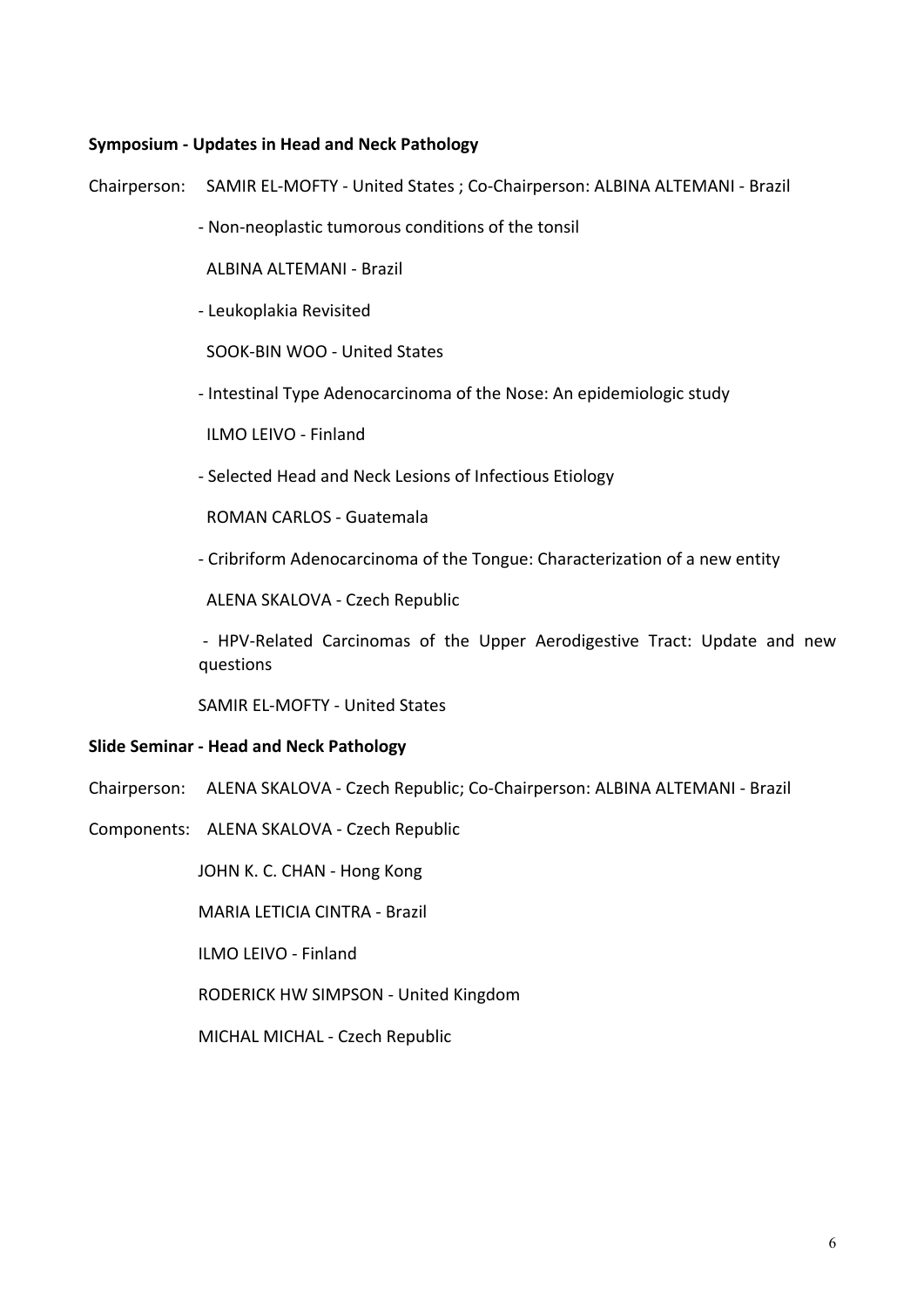**Symposium - Updates in Head and Neck Pathology**

Chairperson: SAMIR EL-MOFTY - United States ; Co-Chairperson: ALBINA ALTEMANI - Brazil

- Non-neoplastic tumorous conditions of the tonsil

  ALBINA ALTEMANI - Brazil

- Leukoplakia Revisited

  SOOK-BIN WOO - United States

- Intestinal Type Adenocarcinoma of the Nose: An epidemiologic study

  ILMO LEIVO - Finland

- Selected Head and Neck Lesions of Infectious Etiology

  ROMAN CARLOS - Guatemala

- Cribriform Adenocarcinoma of the Tongue: Characterization of a new entity

  ALENA SKALOVA - Czech Republic

- HPV-Related Carcinomas of the Upper Aerodigestive Tract: Update and new questions

  SAMIR EL-MOFTY - United States

**Slide Seminar - Head and Neck Pathology**

Chairperson: ALENA SKALOVA - Czech Republic; Co-Chairperson: ALBINA ALTEMANI - Brazil

Components: ALENA SKALOVA - Czech Republic

JOHN K. C. CHAN - Hong Kong

MARIA LETICIA CINTRA - Brazil

ILMO LEIVO - Finland

RODERICK HW SIMPSON - United Kingdom

MICHAL MICHAL - Czech Republic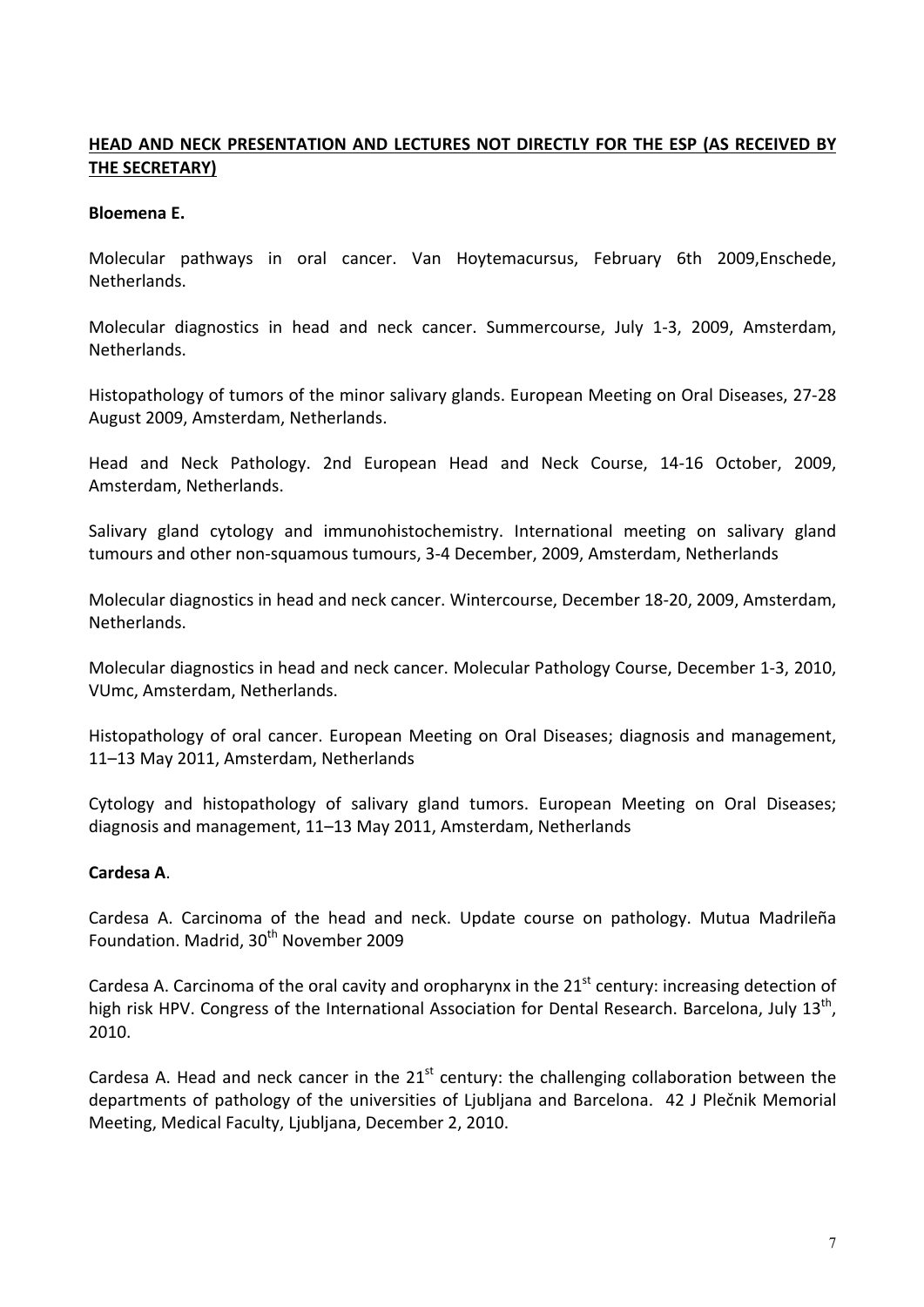**<u>HEAD AND NECK PRESENTATION AND LECTURES NOT DIRECTLY FOR THE ESP (AS RECEIVED BY THE SECRETARY)</u>**

**Bloemena E.**

Molecular pathways in oral cancer. Van Hoytemacursus, February 6th 2009,Enschede, Netherlands.

Molecular diagnostics in head and neck cancer. Summercourse, July 1-3, 2009, Amsterdam, Netherlands.

Histopathology of tumors of the minor salivary glands. European Meeting on Oral Diseases, 27-28 August 2009, Amsterdam, Netherlands.

Head and Neck Pathology. 2nd European Head and Neck Course, 14-16 October, 2009, Amsterdam, Netherlands.

Salivary gland cytology and immunohistochemistry. International meeting on salivary gland tumours and other non-squamous tumours, 3-4 December, 2009, Amsterdam, Netherlands

Molecular diagnostics in head and neck cancer. Wintercourse, December 18-20, 2009, Amsterdam, Netherlands.

Molecular diagnostics in head and neck cancer. Molecular Pathology Course, December 1-3, 2010, VUmc, Amsterdam, Netherlands.

Histopathology of oral cancer. European Meeting on Oral Diseases; diagnosis and management, 11–13 May 2011, Amsterdam, Netherlands

Cytology and histopathology of salivary gland tumors. European Meeting on Oral Diseases; diagnosis and management, 11–13 May 2011, Amsterdam, Netherlands

**Cardesa A**.

Cardesa A. Carcinoma of the head and neck. Update course on pathology. Mutua Madrileña Foundation. Madrid, 30th November 2009

Cardesa A. Carcinoma of the oral cavity and oropharynx in the 21st century: increasing detection of high risk HPV. Congress of the International Association for Dental Research. Barcelona, July 13th, 2010.

Cardesa A. Head and neck cancer in the 21st century: the challenging collaboration between the departments of pathology of the universities of Ljubljana and Barcelona. 42 J Plečnik Memorial Meeting, Medical Faculty, Ljubljana, December 2, 2010.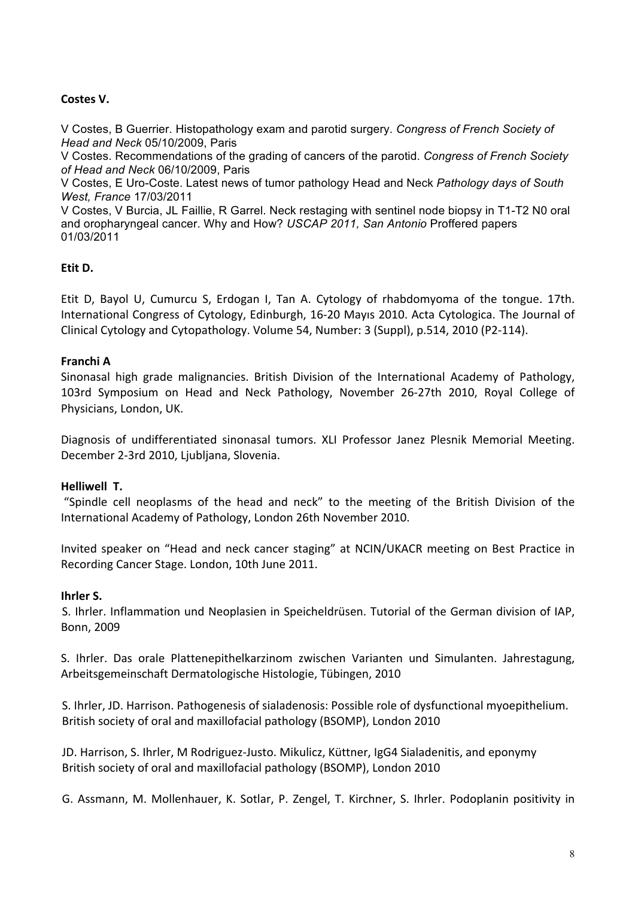**Costes V.**

V Costes, B Guerrier. Histopathology exam and parotid surgery. *Congress of French Society of Head and Neck* 05/10/2009, Paris

V Costes. Recommendations of the grading of cancers of the parotid. *Congress of French Society of Head and Neck* 06/10/2009, Paris

V Costes, E Uro-Coste. Latest news of tumor pathology Head and Neck *Pathology days of South West, France* 17/03/2011

V Costes, V Burcia, JL Faillie, R Garrel. Neck restaging with sentinel node biopsy in T1-T2 N0 oral and oropharyngeal cancer. Why and How? *USCAP 2011, San Antonio* Proffered papers 01/03/2011

**Etit D.**

Etit D, Bayol U, Cumurcu S, Erdogan I, Tan A. Cytology of rhabdomyoma of the tongue. 17th. International Congress of Cytology, Edinburgh, 16-20 Mayıs 2010. Acta Cytologica. The Journal of Clinical Cytology and Cytopathology. Volume 54, Number: 3 (Suppl), p.514, 2010 (P2-114).

**Franchi A**

Sinonasal high grade malignancies. British Division of the International Academy of Pathology, 103rd Symposium on Head and Neck Pathology, November 26-27th 2010, Royal College of Physicians, London, UK.

Diagnosis of undifferentiated sinonasal tumors. XLI Professor Janez Plesnik Memorial Meeting. December 2-3rd 2010, Ljubljana, Slovenia.

**Helliwell T.**

"Spindle cell neoplasms of the head and neck" to the meeting of the British Division of the International Academy of Pathology, London 26th November 2010.

Invited speaker on "Head and neck cancer staging" at NCIN/UKACR meeting on Best Practice in Recording Cancer Stage. London, 10th June 2011.

**Ihrler S.**

S. Ihrler. Inflammation und Neoplasien in Speicheldrüsen. Tutorial of the German division of IAP, Bonn, 2009

S. Ihrler. Das orale Plattenepithelkarzinom zwischen Varianten und Simulanten. Jahrestagung, Arbeitsgemeinschaft Dermatologische Histologie, Tübingen, 2010

S. Ihrler, JD. Harrison. Pathogenesis of sialadenosis: Possible role of dysfunctional myoepithelium. British society of oral and maxillofacial pathology (BSOMP), London 2010

JD. Harrison, S. Ihrler, M Rodriguez-Justo. Mikulicz, Küttner, IgG4 Sialadenitis, and eponymy British society of oral and maxillofacial pathology (BSOMP), London 2010

G. Assmann, M. Mollenhauer, K. Sotlar, P. Zengel, T. Kirchner, S. Ihrler. Podoplanin positivity in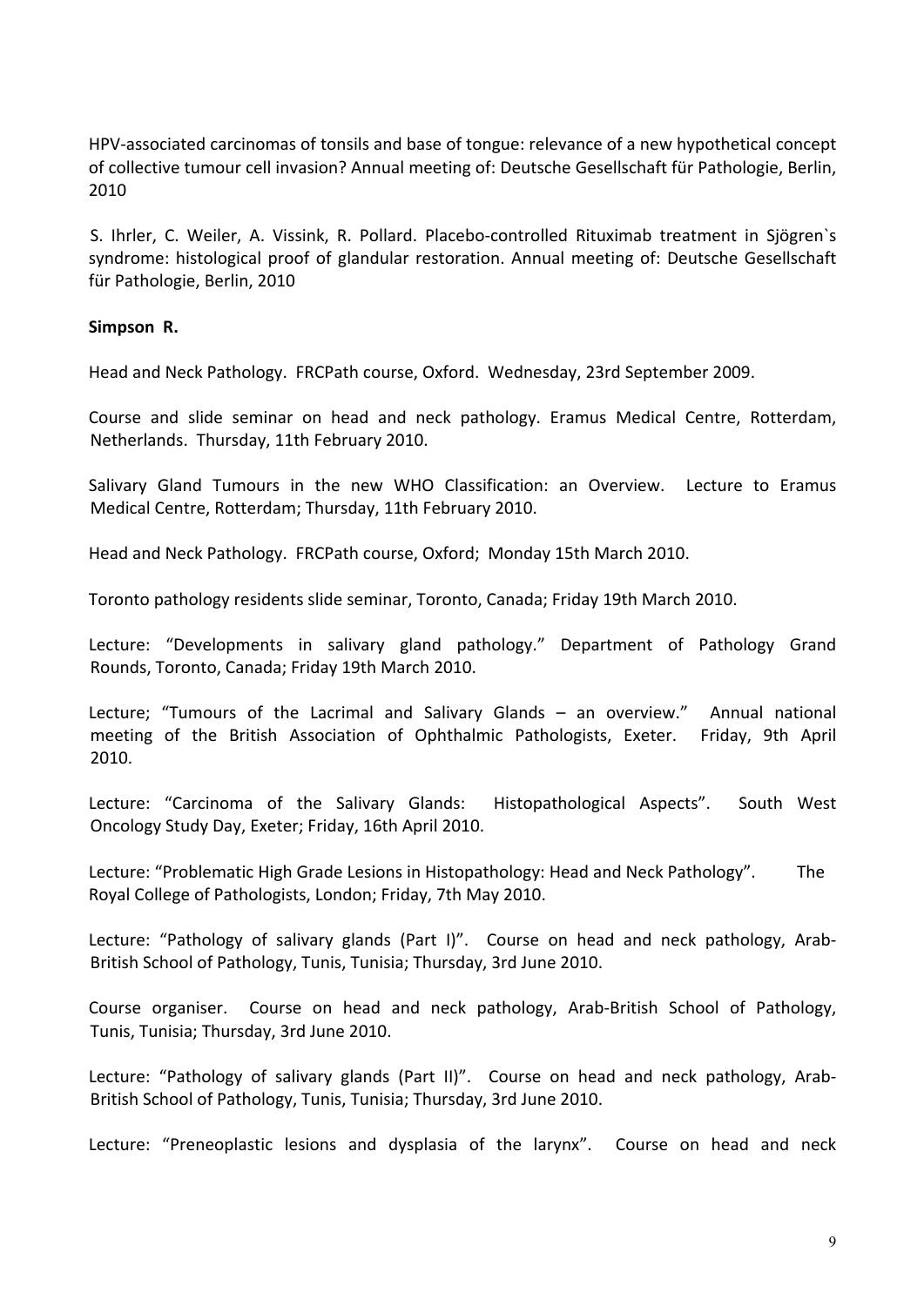HPV-associated carcinomas of tonsils and base of tongue: relevance of a new hypothetical concept of collective tumour cell invasion? Annual meeting of: Deutsche Gesellschaft für Pathologie, Berlin, 2010

S. Ihrler, C. Weiler, A. Vissink, R. Pollard. Placebo-controlled Rituximab treatment in Sjögren`s syndrome: histological proof of glandular restoration. Annual meeting of: Deutsche Gesellschaft für Pathologie, Berlin, 2010

**Simpson R.**

Head and Neck Pathology. FRCPath course, Oxford. Wednesday, 23rd September 2009.

Course and slide seminar on head and neck pathology. Eramus Medical Centre, Rotterdam, Netherlands. Thursday, 11th February 2010.

Salivary Gland Tumours in the new WHO Classification: an Overview. Lecture to Eramus Medical Centre, Rotterdam; Thursday, 11th February 2010.

Head and Neck Pathology. FRCPath course, Oxford; Monday 15th March 2010.

Toronto pathology residents slide seminar, Toronto, Canada; Friday 19th March 2010.

Lecture: "Developments in salivary gland pathology." Department of Pathology Grand Rounds, Toronto, Canada; Friday 19th March 2010.

Lecture; "Tumours of the Lacrimal and Salivary Glands – an overview." Annual national meeting of the British Association of Ophthalmic Pathologists, Exeter. Friday, 9th April 2010.

Lecture: "Carcinoma of the Salivary Glands: Histopathological Aspects". South West Oncology Study Day, Exeter; Friday, 16th April 2010.

Lecture: "Problematic High Grade Lesions in Histopathology: Head and Neck Pathology". The Royal College of Pathologists, London; Friday, 7th May 2010.

Lecture: "Pathology of salivary glands (Part I)". Course on head and neck pathology, Arab-British School of Pathology, Tunis, Tunisia; Thursday, 3rd June 2010.

Course organiser. Course on head and neck pathology, Arab-British School of Pathology, Tunis, Tunisia; Thursday, 3rd June 2010.

Lecture: "Pathology of salivary glands (Part II)". Course on head and neck pathology, Arab-British School of Pathology, Tunis, Tunisia; Thursday, 3rd June 2010.

Lecture: "Preneoplastic lesions and dysplasia of the larynx". Course on head and neck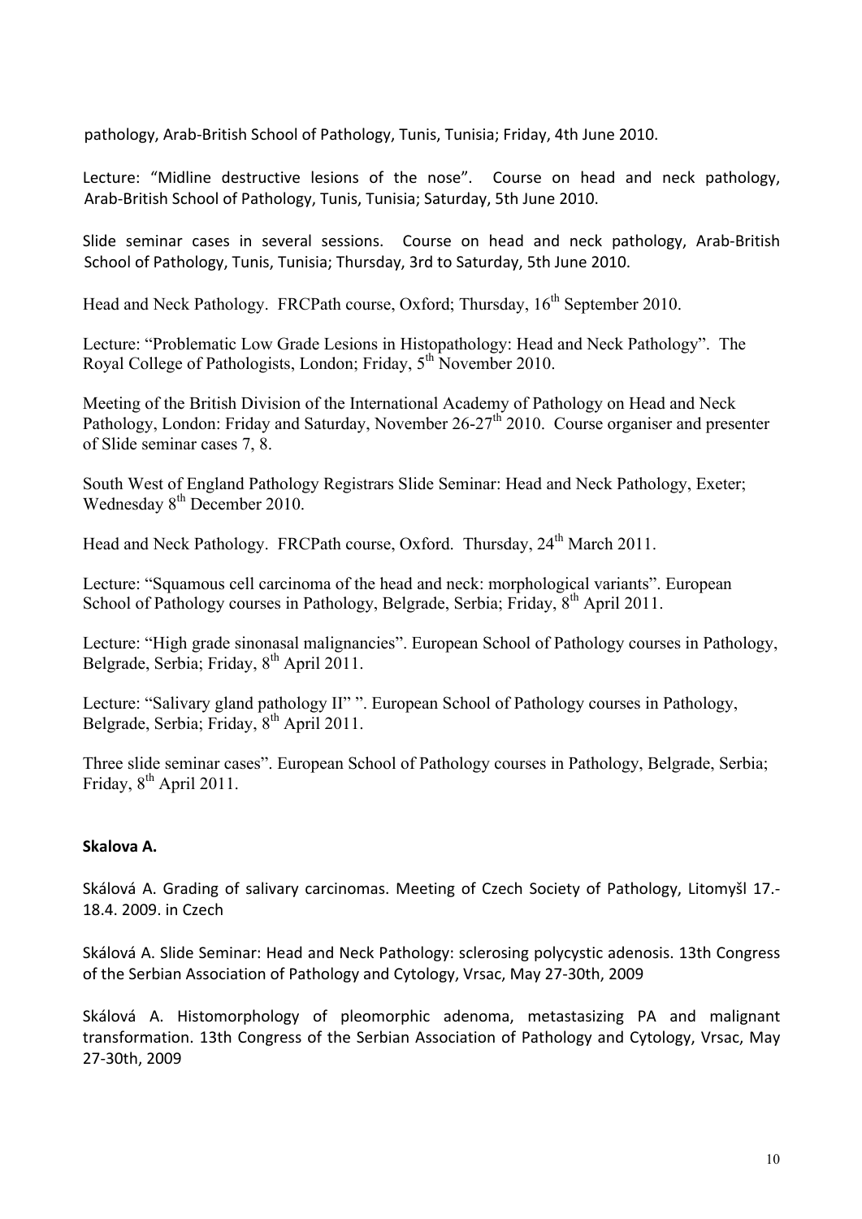pathology, Arab-British School of Pathology, Tunis, Tunisia; Friday, 4th June 2010.

Lecture: "Midline destructive lesions of the nose". Course on head and neck pathology, Arab-British School of Pathology, Tunis, Tunisia; Saturday, 5th June 2010.

Slide seminar cases in several sessions. Course on head and neck pathology, Arab-British School of Pathology, Tunis, Tunisia; Thursday, 3rd to Saturday, 5th June 2010.

Head and Neck Pathology. FRCPath course, Oxford; Thursday, 16th September 2010.

Lecture: "Problematic Low Grade Lesions in Histopathology: Head and Neck Pathology". The Royal College of Pathologists, London; Friday, 5th November 2010.

Meeting of the British Division of the International Academy of Pathology on Head and Neck Pathology, London: Friday and Saturday, November 26-27th 2010. Course organiser and presenter of Slide seminar cases 7, 8.

South West of England Pathology Registrars Slide Seminar: Head and Neck Pathology, Exeter; Wednesday 8th December 2010.

Head and Neck Pathology. FRCPath course, Oxford. Thursday, 24th March 2011.

Lecture: "Squamous cell carcinoma of the head and neck: morphological variants". European School of Pathology courses in Pathology, Belgrade, Serbia; Friday, 8th April 2011.

Lecture: "High grade sinonasal malignancies". European School of Pathology courses in Pathology, Belgrade, Serbia; Friday, 8th April 2011.

Lecture: "Salivary gland pathology II" ". European School of Pathology courses in Pathology, Belgrade, Serbia; Friday, 8th April 2011.

Three slide seminar cases". European School of Pathology courses in Pathology, Belgrade, Serbia; Friday, 8th April 2011.

**Skalova A.**

Skálová A. Grading of salivary carcinomas. Meeting of Czech Society of Pathology, Litomyšl 17.-18.4. 2009. in Czech

Skálová A. Slide Seminar: Head and Neck Pathology: sclerosing polycystic adenosis. 13th Congress of the Serbian Association of Pathology and Cytology, Vrsac, May 27-30th, 2009

Skálová A. Histomorphology of pleomorphic adenoma, metastasizing PA and malignant transformation. 13th Congress of the Serbian Association of Pathology and Cytology, Vrsac, May 27-30th, 2009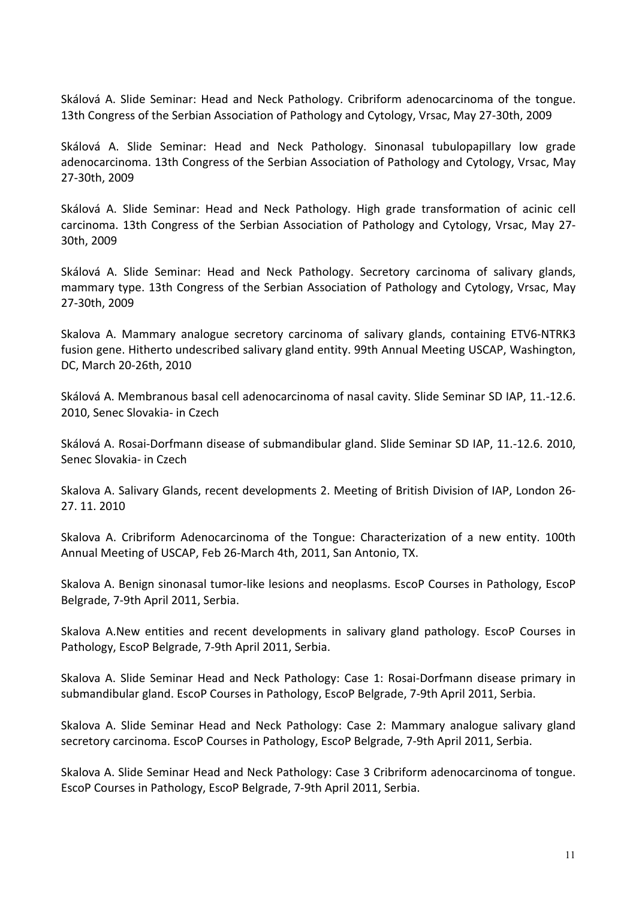Skálová A. Slide Seminar: Head and Neck Pathology. Cribriform adenocarcinoma of the tongue. 13th Congress of the Serbian Association of Pathology and Cytology, Vrsac, May 27-30th, 2009

Skálová A. Slide Seminar: Head and Neck Pathology. Sinonasal tubulopapillary low grade adenocarcinoma. 13th Congress of the Serbian Association of Pathology and Cytology, Vrsac, May 27-30th, 2009

Skálová A. Slide Seminar: Head and Neck Pathology. High grade transformation of acinic cell carcinoma. 13th Congress of the Serbian Association of Pathology and Cytology, Vrsac, May 27-30th, 2009

Skálová A. Slide Seminar: Head and Neck Pathology. Secretory carcinoma of salivary glands, mammary type. 13th Congress of the Serbian Association of Pathology and Cytology, Vrsac, May 27-30th, 2009

Skalova A. Mammary analogue secretory carcinoma of salivary glands, containing ETV6-NTRK3 fusion gene. Hitherto undescribed salivary gland entity. 99th Annual Meeting USCAP, Washington, DC, March 20-26th, 2010

Skálová A. Membranous basal cell adenocarcinoma of nasal cavity. Slide Seminar SD IAP, 11.-12.6. 2010, Senec Slovakia- in Czech

Skálová A. Rosai-Dorfmann disease of submandibular gland. Slide Seminar SD IAP, 11.-12.6. 2010, Senec Slovakia- in Czech

Skalova A. Salivary Glands, recent developments 2. Meeting of British Division of IAP, London 26-27. 11. 2010

Skalova A. Cribriform Adenocarcinoma of the Tongue: Characterization of a new entity. 100th Annual Meeting of USCAP, Feb 26-March 4th, 2011, San Antonio, TX.

Skalova A. Benign sinonasal tumor-like lesions and neoplasms. EscoP Courses in Pathology, EscoP Belgrade, 7-9th April 2011, Serbia.

Skalova A.New entities and recent developments in salivary gland pathology. EscoP Courses in Pathology, EscoP Belgrade, 7-9th April 2011, Serbia.

Skalova A. Slide Seminar Head and Neck Pathology: Case 1: Rosai-Dorfmann disease primary in submandibular gland. EscoP Courses in Pathology, EscoP Belgrade, 7-9th April 2011, Serbia.

Skalova A. Slide Seminar Head and Neck Pathology: Case 2: Mammary analogue salivary gland secretory carcinoma. EscoP Courses in Pathology, EscoP Belgrade, 7-9th April 2011, Serbia.

Skalova A. Slide Seminar Head and Neck Pathology: Case 3 Cribriform adenocarcinoma of tongue. EscoP Courses in Pathology, EscoP Belgrade, 7-9th April 2011, Serbia.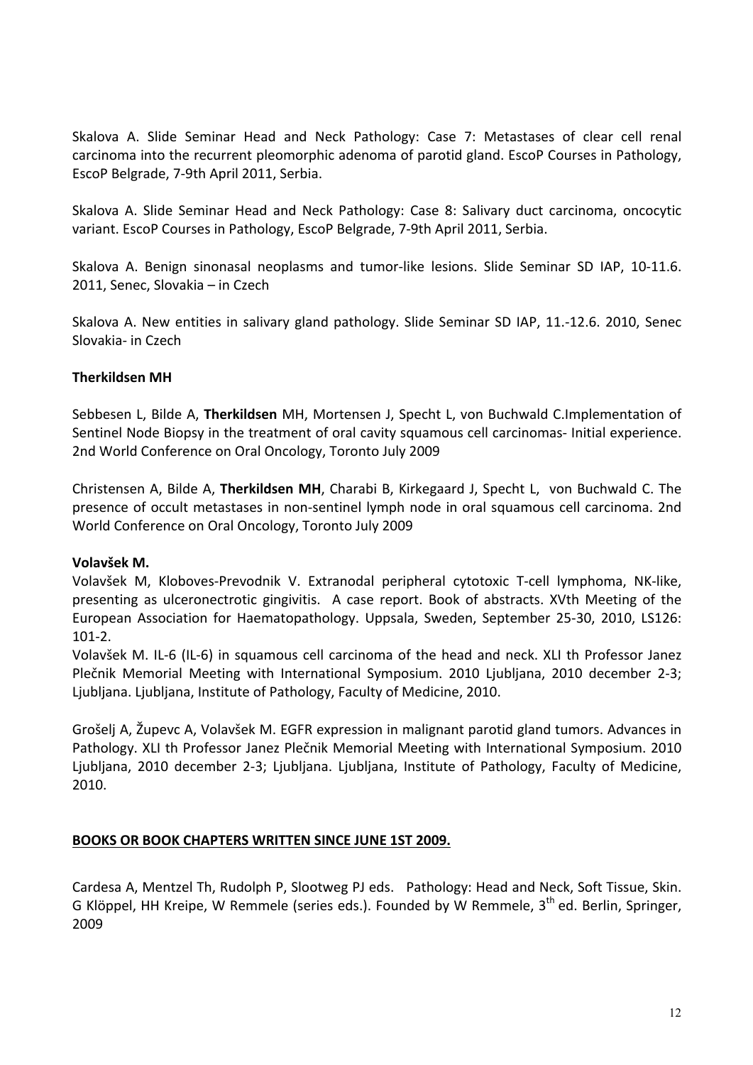Skalova A. Slide Seminar Head and Neck Pathology: Case 7: Metastases of clear cell renal carcinoma into the recurrent pleomorphic adenoma of parotid gland. EscoP Courses in Pathology, EscoP Belgrade, 7-9th April 2011, Serbia.

Skalova A. Slide Seminar Head and Neck Pathology: Case 8: Salivary duct carcinoma, oncocytic variant. EscoP Courses in Pathology, EscoP Belgrade, 7-9th April 2011, Serbia.

Skalova A. Benign sinonasal neoplasms and tumor-like lesions. Slide Seminar SD IAP, 10-11.6. 2011, Senec, Slovakia – in Czech

Skalova A. New entities in salivary gland pathology. Slide Seminar SD IAP, 11.-12.6. 2010, Senec Slovakia- in Czech

**Therkildsen MH**

Sebbesen L, Bilde A, **Therkildsen** MH, Mortensen J, Specht L, von Buchwald C.Implementation of Sentinel Node Biopsy in the treatment of oral cavity squamous cell carcinomas- Initial experience. 2nd World Conference on Oral Oncology, Toronto July 2009

Christensen A, Bilde A, **Therkildsen MH**, Charabi B, Kirkegaard J, Specht L, von Buchwald C. The presence of occult metastases in non-sentinel lymph node in oral squamous cell carcinoma. 2nd World Conference on Oral Oncology, Toronto July 2009

**Volavšek M.**

Volavšek M, Kloboves-Prevodnik V. Extranodal peripheral cytotoxic T-cell lymphoma, NK-like, presenting as ulceronectrotic gingivitis. A case report. Book of abstracts. XVth Meeting of the European Association for Haematopathology. Uppsala, Sweden, September 25-30, 2010, LS126: 101-2.

Volavšek M. IL-6 (IL-6) in squamous cell carcinoma of the head and neck. XLI th Professor Janez Plečnik Memorial Meeting with International Symposium. 2010 Ljubljana, 2010 december 2-3; Ljubljana. Ljubljana, Institute of Pathology, Faculty of Medicine, 2010.

Grošelj A, Župevc A, Volavšek M. EGFR expression in malignant parotid gland tumors. Advances in Pathology. XLI th Professor Janez Plečnik Memorial Meeting with International Symposium. 2010 Ljubljana, 2010 december 2-3; Ljubljana. Ljubljana, Institute of Pathology, Faculty of Medicine, 2010.

## BOOKS OR BOOK CHAPTERS WRITTEN SINCE JUNE 1ST 2009.

Cardesa A, Mentzel Th, Rudolph P, Slootweg PJ eds. Pathology: Head and Neck, Soft Tissue, Skin. G Klöppel, HH Kreipe, W Remmele (series eds.). Founded by W Remmele, 3rd ed. Berlin, Springer, 2009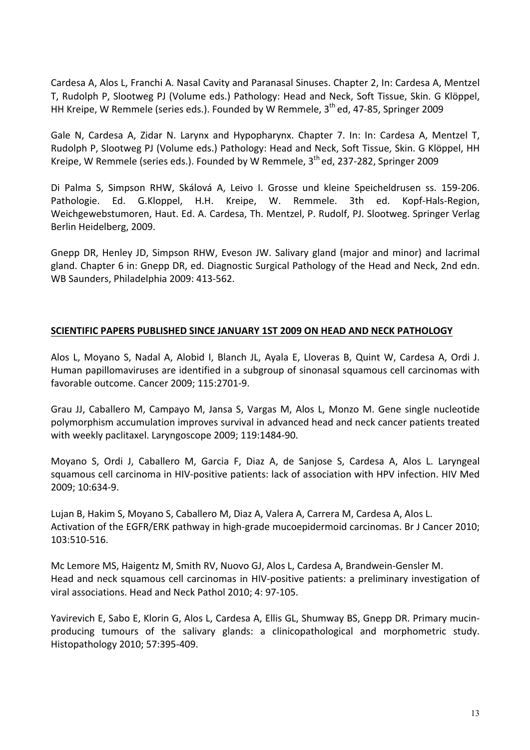Cardesa A, Alos L, Franchi A. Nasal Cavity and Paranasal Sinuses. Chapter 2, In: Cardesa A, Mentzel T, Rudolph P, Slootweg PJ (Volume eds.) Pathology: Head and Neck, Soft Tissue, Skin. G Klöppel, HH Kreipe, W Remmele (series eds.). Founded by W Remmele, 3th ed, 47-85, Springer 2009

Gale N, Cardesa A, Zidar N. Larynx and Hypopharynx. Chapter 7. In: In: Cardesa A, Mentzel T, Rudolph P, Slootweg PJ (Volume eds.) Pathology: Head and Neck, Soft Tissue, Skin. G Klöppel, HH Kreipe, W Remmele (series eds.). Founded by W Remmele, 3th ed, 237-282, Springer 2009

Di Palma S, Simpson RHW, Skálová A, Leivo I. Grosse und kleine Speicheldrusen ss. 159-206. Pathologie. Ed. G.Kloppel, H.H. Kreipe, W. Remmele. 3th ed. Kopf-Hals-Region, Weichgewebstumoren, Haut. Ed. A. Cardesa, Th. Mentzel, P. Rudolf, PJ. Slootweg. Springer Verlag Berlin Heidelberg, 2009.

Gnepp DR, Henley JD, Simpson RHW, Eveson JW. Salivary gland (major and minor) and lacrimal gland. Chapter 6 in: Gnepp DR, ed. Diagnostic Surgical Pathology of the Head and Neck, 2nd edn. WB Saunders, Philadelphia 2009: 413-562.

## SCIENTIFIC PAPERS PUBLISHED SINCE JANUARY 1ST 2009 ON HEAD AND NECK PATHOLOGY

Alos L, Moyano S, Nadal A, Alobid I, Blanch JL, Ayala E, Lloveras B, Quint W, Cardesa A, Ordi J. Human papillomaviruses are identified in a subgroup of sinonasal squamous cell carcinomas with favorable outcome. Cancer 2009; 115:2701-9.

Grau JJ, Caballero M, Campayo M, Jansa S, Vargas M, Alos L, Monzo M. Gene single nucleotide polymorphism accumulation improves survival in advanced head and neck cancer patients treated with weekly paclitaxel. Laryngoscope 2009; 119:1484-90.

Moyano S, Ordi J, Caballero M, Garcia F, Diaz A, de Sanjose S, Cardesa A, Alos L. Laryngeal squamous cell carcinoma in HIV-positive patients: lack of association with HPV infection. HIV Med 2009; 10:634-9.

Lujan B, Hakim S, Moyano S, Caballero M, Diaz A, Valera A, Carrera M, Cardesa A, Alos L. Activation of the EGFR/ERK pathway in high-grade mucoepidermoid carcinomas. Br J Cancer 2010; 103:510-516.

Mc Lemore MS, Haigentz M, Smith RV, Nuovo GJ, Alos L, Cardesa A, Brandwein-Gensler M. Head and neck squamous cell carcinomas in HIV-positive patients: a preliminary investigation of viral associations. Head and Neck Pathol 2010; 4: 97-105.

Yavirevich E, Sabo E, Klorin G, Alos L, Cardesa A, Ellis GL, Shumway BS, Gnepp DR. Primary mucin-producing tumours of the salivary glands: a clinicopathological and morphometric study. Histopathology 2010; 57:395-409.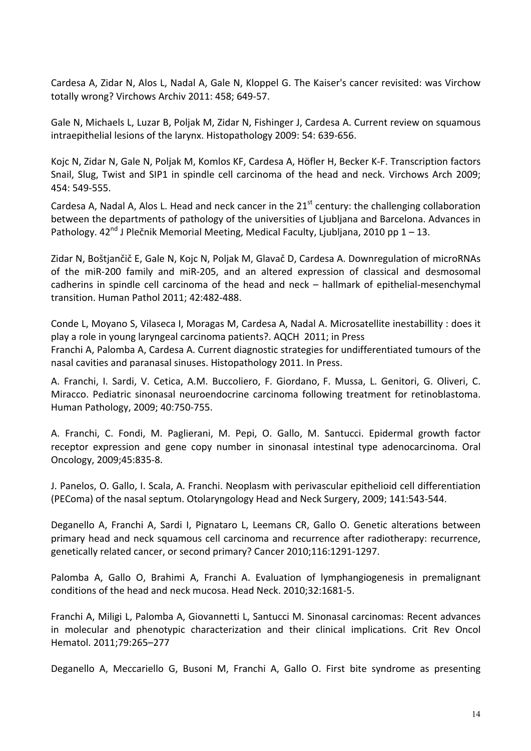Cardesa A, Zidar N, Alos L, Nadal A, Gale N, Kloppel G. The Kaiser's cancer revisited: was Virchow totally wrong? Virchows Archiv 2011: 458; 649-57.

Gale N, Michaels L, Luzar B, Poljak M, Zidar N, Fishinger J, Cardesa A. Current review on squamous intraepithelial lesions of the larynx. Histopathology 2009: 54: 639-656.

Kojc N, Zidar N, Gale N, Poljak M, Komlos KF, Cardesa A, Höfler H, Becker K-F. Transcription factors Snail, Slug, Twist and SIP1 in spindle cell carcinoma of the head and neck. Virchows Arch 2009; 454: 549-555.

Cardesa A, Nadal A, Alos L. Head and neck cancer in the 21st century: the challenging collaboration between the departments of pathology of the universities of Ljubljana and Barcelona. Advances in Pathology. 42nd J Plečnik Memorial Meeting, Medical Faculty, Ljubljana, 2010 pp 1 – 13.

Zidar N, Boštjančič E, Gale N, Kojc N, Poljak M, Glavač D, Cardesa A. Downregulation of microRNAs of the miR-200 family and miR-205, and an altered expression of classical and desmosomal cadherins in spindle cell carcinoma of the head and neck – hallmark of epithelial-mesenchymal transition. Human Pathol 2011; 42:482-488.

Conde L, Moyano S, Vilaseca I, Moragas M, Cardesa A, Nadal A. Microsatellite inestabillity : does it play a role in young laryngeal carcinoma patients?. AQCH 2011; in Press

Franchi A, Palomba A, Cardesa A. Current diagnostic strategies for undifferentiated tumours of the nasal cavities and paranasal sinuses. Histopathology 2011. In Press.

A. Franchi, I. Sardi, V. Cetica, A.M. Buccoliero, F. Giordano, F. Mussa, L. Genitori, G. Oliveri, C. Miracco. Pediatric sinonasal neuroendocrine carcinoma following treatment for retinoblastoma. Human Pathology, 2009; 40:750-755.

A. Franchi, C. Fondi, M. Paglierani, M. Pepi, O. Gallo, M. Santucci. Epidermal growth factor receptor expression and gene copy number in sinonasal intestinal type adenocarcinoma. Oral Oncology, 2009;45:835-8.

J. Panelos, O. Gallo, I. Scala, A. Franchi. Neoplasm with perivascular epithelioid cell differentiation (PEComa) of the nasal septum. Otolaryngology Head and Neck Surgery, 2009; 141:543-544.

Deganello A, Franchi A, Sardi I, Pignataro L, Leemans CR, Gallo O. Genetic alterations between primary head and neck squamous cell carcinoma and recurrence after radiotherapy: recurrence, genetically related cancer, or second primary? Cancer 2010;116:1291-1297.

Palomba A, Gallo O, Brahimi A, Franchi A. Evaluation of lymphangiogenesis in premalignant conditions of the head and neck mucosa. Head Neck. 2010;32:1681-5.

Franchi A, Miligi L, Palomba A, Giovannetti L, Santucci M. Sinonasal carcinomas: Recent advances in molecular and phenotypic characterization and their clinical implications. Crit Rev Oncol Hematol. 2011;79:265–277

Deganello A, Meccariello G, Busoni M, Franchi A, Gallo O. First bite syndrome as presenting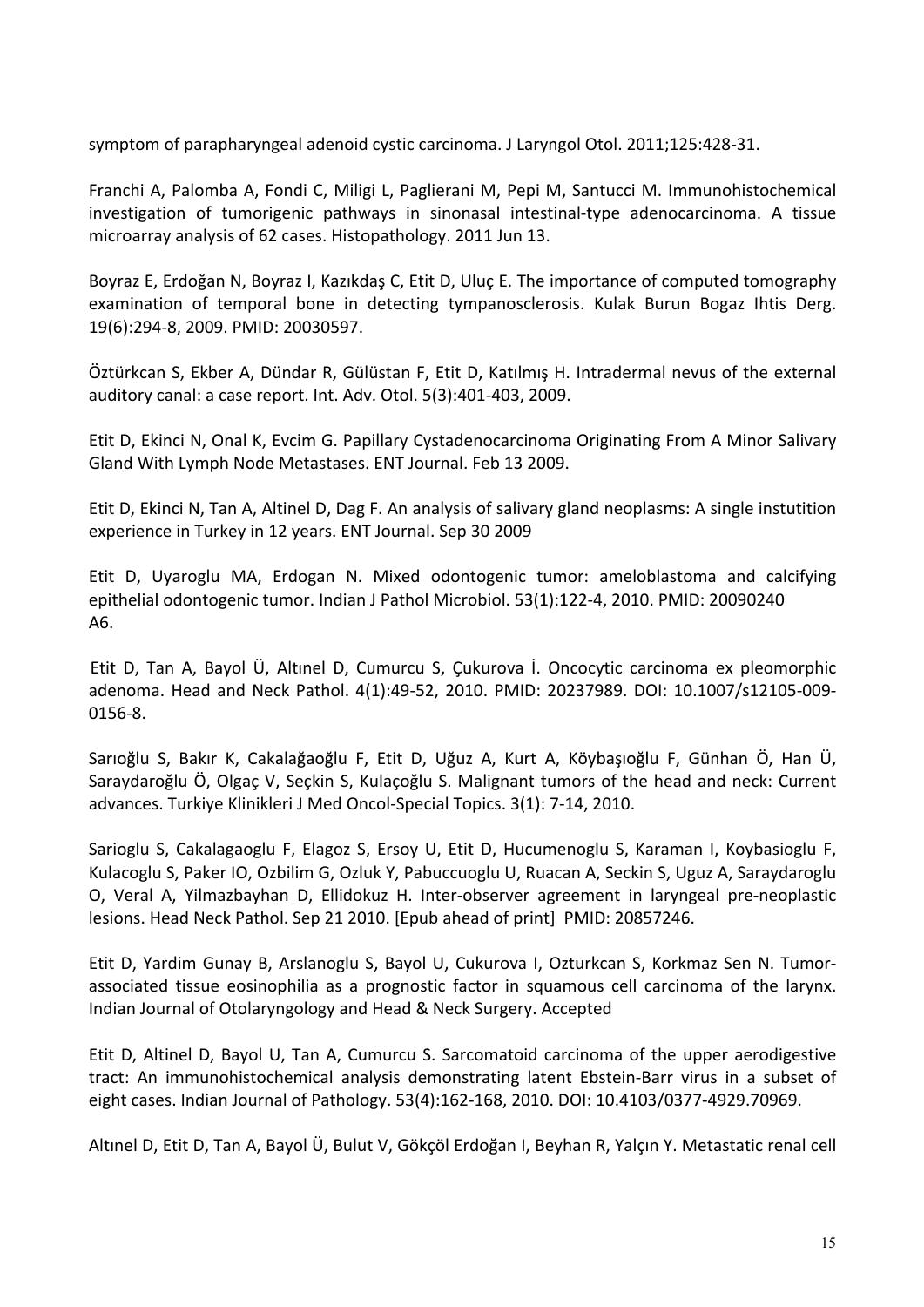symptom of parapharyngeal adenoid cystic carcinoma. J Laryngol Otol. 2011;125:428-31.

Franchi A, Palomba A, Fondi C, Miligi L, Paglierani M, Pepi M, Santucci M. Immunohistochemical investigation of tumorigenic pathways in sinonasal intestinal-type adenocarcinoma. A tissue microarray analysis of 62 cases. Histopathology. 2011 Jun 13.

Boyraz E, Erdoğan N, Boyraz I, Kazıkdaş C, Etit D, Uluç E. The importance of computed tomography examination of temporal bone in detecting tympanosclerosis. Kulak Burun Bogaz Ihtis Derg. 19(6):294-8, 2009. PMID: 20030597.

Öztürkcan S, Ekber A, Dündar R, Gülüstan F, Etit D, Katılmış H. Intradermal nevus of the external auditory canal: a case report. Int. Adv. Otol. 5(3):401-403, 2009.

Etit D, Ekinci N, Onal K, Evcim G. Papillary Cystadenocarcinoma Originating From A Minor Salivary Gland With Lymph Node Metastases. ENT Journal. Feb 13 2009.

Etit D, Ekinci N, Tan A, Altinel D, Dag F. An analysis of salivary gland neoplasms: A single instutition experience in Turkey in 12 years. ENT Journal. Sep 30 2009

Etit D, Uyaroglu MA, Erdogan N. Mixed odontogenic tumor: ameloblastoma and calcifying epithelial odontogenic tumor. Indian J Pathol Microbiol. 53(1):122-4, 2010. PMID: 20090240
A6.

Etit D, Tan A, Bayol Ü, Altınel D, Cumurcu S, Çukurova İ. Oncocytic carcinoma ex pleomorphic adenoma. Head and Neck Pathol. 4(1):49-52, 2010. PMID: 20237989. DOI: 10.1007/s12105-009-0156-8.

Sarıoğlu S, Bakır K, Cakalağaoğlu F, Etit D, Uğuz A, Kurt A, Köybaşıoğlu F, Günhan Ö, Han Ü, Saraydaroğlu Ö, Olgaç V, Seçkin S, Kulaçoğlu S. Malignant tumors of the head and neck: Current advances. Turkiye Klinikleri J Med Oncol-Special Topics. 3(1): 7-14, 2010.

Sarioglu S, Cakalagaoglu F, Elagoz S, Ersoy U, Etit D, Hucumenoglu S, Karaman I, Koybasioglu F, Kulacoglu S, Paker IO, Ozbilim G, Ozluk Y, Pabuccuoglu U, Ruacan A, Seckin S, Uguz A, Saraydaroglu O, Veral A, Yilmazbayhan D, Ellidokuz H. Inter-observer agreement in laryngeal pre-neoplastic lesions. Head Neck Pathol. Sep 21 2010. [Epub ahead of print] PMID: 20857246.

Etit D, Yardim Gunay B, Arslanoglu S, Bayol U, Cukurova I, Ozturkcan S, Korkmaz Sen N. Tumor-associated tissue eosinophilia as a prognostic factor in squamous cell carcinoma of the larynx. Indian Journal of Otolaryngology and Head & Neck Surgery. Accepted

Etit D, Altinel D, Bayol U, Tan A, Cumurcu S. Sarcomatoid carcinoma of the upper aerodigestive tract: An immunohistochemical analysis demonstrating latent Ebstein-Barr virus in a subset of eight cases. Indian Journal of Pathology. 53(4):162-168, 2010. DOI: 10.4103/0377-4929.70969.

Altınel D, Etit D, Tan A, Bayol Ü, Bulut V, Gökçöl Erdoğan I, Beyhan R, Yalçın Y. Metastatic renal cell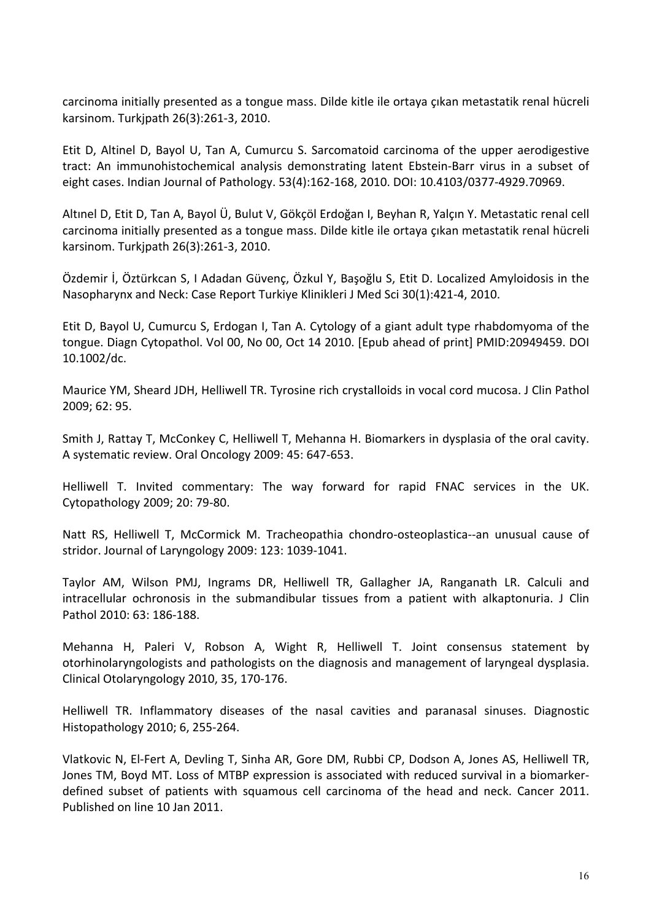carcinoma initially presented as a tongue mass. Dilde kitle ile ortaya çıkan metastatik renal hücreli karsinom. Turkjpath 26(3):261-3, 2010.

Etit D, Altinel D, Bayol U, Tan A, Cumurcu S. Sarcomatoid carcinoma of the upper aerodigestive tract: An immunohistochemical analysis demonstrating latent Ebstein-Barr virus in a subset of eight cases. Indian Journal of Pathology. 53(4):162-168, 2010. DOI: 10.4103/0377-4929.70969.

Altınel D, Etit D, Tan A, Bayol Ü, Bulut V, Gökçöl Erdoğan I, Beyhan R, Yalçın Y. Metastatic renal cell carcinoma initially presented as a tongue mass. Dilde kitle ile ortaya çıkan metastatik renal hücreli karsinom. Turkjpath 26(3):261-3, 2010.

Özdemir İ, Öztürkcan S, I Adadan Güvenç, Özkul Y, Başoğlu S, Etit D. Localized Amyloidosis in the Nasopharynx and Neck: Case Report Turkiye Klinikleri J Med Sci 30(1):421-4, 2010.

Etit D, Bayol U, Cumurcu S, Erdogan I, Tan A. Cytology of a giant adult type rhabdomyoma of the tongue. Diagn Cytopathol. Vol 00, No 00, Oct 14 2010. [Epub ahead of print] PMID:20949459. DOI 10.1002/dc.

Maurice YM, Sheard JDH, Helliwell TR. Tyrosine rich crystalloids in vocal cord mucosa. J Clin Pathol 2009; 62: 95.

Smith J, Rattay T, McConkey C, Helliwell T, Mehanna H. Biomarkers in dysplasia of the oral cavity. A systematic review. Oral Oncology 2009: 45: 647-653.

Helliwell T. Invited commentary: The way forward for rapid FNAC services in the UK. Cytopathology 2009; 20: 79-80.

Natt RS, Helliwell T, McCormick M. Tracheopathia chondro-osteoplastica--an unusual cause of stridor. Journal of Laryngology 2009: 123: 1039-1041.

Taylor AM, Wilson PMJ, Ingrams DR, Helliwell TR, Gallagher JA, Ranganath LR. Calculi and intracellular ochronosis in the submandibular tissues from a patient with alkaptonuria. J Clin Pathol 2010: 63: 186-188.

Mehanna H, Paleri V, Robson A, Wight R, Helliwell T. Joint consensus statement by otorhinolaryngologists and pathologists on the diagnosis and management of laryngeal dysplasia. Clinical Otolaryngology 2010, 35, 170-176.

Helliwell TR. Inflammatory diseases of the nasal cavities and paranasal sinuses. Diagnostic Histopathology 2010; 6, 255-264.

Vlatkovic N, El-Fert A, Devling T, Sinha AR, Gore DM, Rubbi CP, Dodson A, Jones AS, Helliwell TR, Jones TM, Boyd MT. Loss of MTBP expression is associated with reduced survival in a biomarker-defined subset of patients with squamous cell carcinoma of the head and neck. Cancer 2011. Published on line 10 Jan 2011.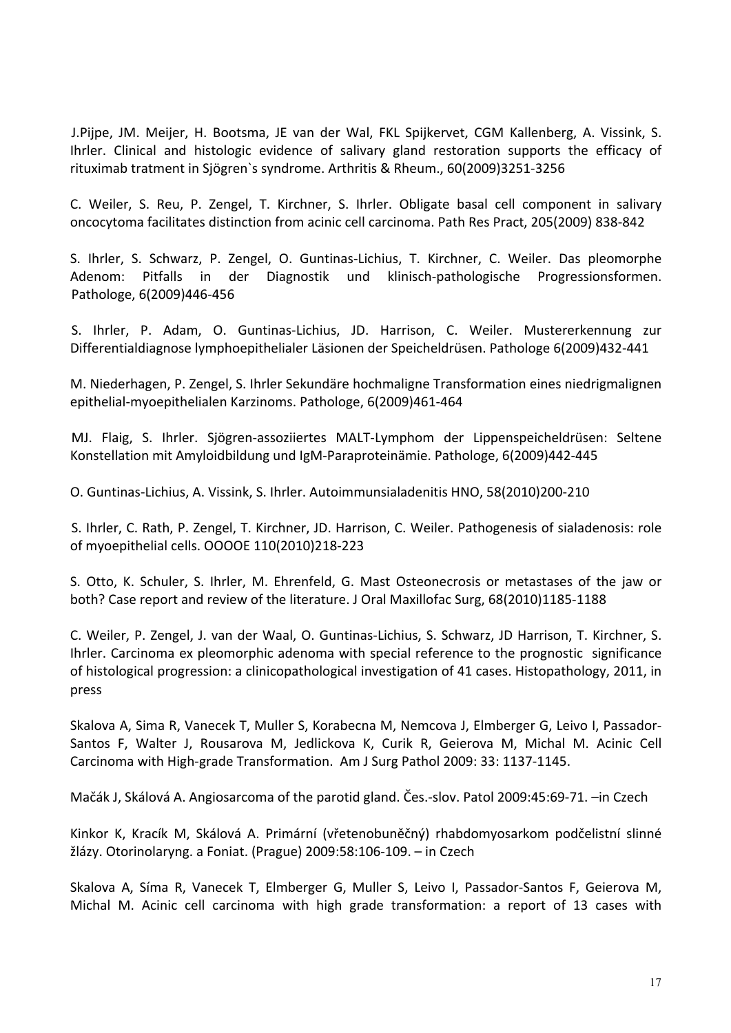J.Pijpe, JM. Meijer, H. Bootsma, JE van der Wal, FKL Spijkervet, CGM Kallenberg, A. Vissink, S. Ihrler. Clinical and histologic evidence of salivary gland restoration supports the efficacy of rituximab tratment in Sjögren`s syndrome. Arthritis & Rheum., 60(2009)3251-3256

C. Weiler, S. Reu, P. Zengel, T. Kirchner, S. Ihrler. Obligate basal cell component in salivary oncocytoma facilitates distinction from acinic cell carcinoma. Path Res Pract, 205(2009) 838-842

S. Ihrler, S. Schwarz, P. Zengel, O. Guntinas-Lichius, T. Kirchner, C. Weiler. Das pleomorphe Adenom: Pitfalls in der Diagnostik und klinisch-pathologische Progressionsformen. Pathologe, 6(2009)446-456

S. Ihrler, P. Adam, O. Guntinas-Lichius, JD. Harrison, C. Weiler. Mustererkennung zur Differentialdiagnose lymphoepithelialer Läsionen der Speicheldrüsen. Pathologe 6(2009)432-441

M. Niederhagen, P. Zengel, S. Ihrler Sekundäre hochmaligne Transformation eines niedrigmalignen epithelial-myoepithelialen Karzinoms. Pathologe, 6(2009)461-464

MJ. Flaig, S. Ihrler. Sjögren-assoziiertes MALT-Lymphom der Lippenspeicheldrüsen: Seltene Konstellation mit Amyloidbildung und IgM-Paraproteinämie. Pathologe, 6(2009)442-445

O. Guntinas-Lichius, A. Vissink, S. Ihrler. Autoimmunsialadenitis HNO, 58(2010)200-210

S. Ihrler, C. Rath, P. Zengel, T. Kirchner, JD. Harrison, C. Weiler. Pathogenesis of sialadenosis: role of myoepithelial cells. OOOOE 110(2010)218-223

S. Otto, K. Schuler, S. Ihrler, M. Ehrenfeld, G. Mast Osteonecrosis or metastases of the jaw or both? Case report and review of the literature. J Oral Maxillofac Surg, 68(2010)1185-1188

C. Weiler, P. Zengel, J. van der Waal, O. Guntinas-Lichius, S. Schwarz, JD Harrison, T. Kirchner, S. Ihrler. Carcinoma ex pleomorphic adenoma with special reference to the prognostic significance of histological progression: a clinicopathological investigation of 41 cases. Histopathology, 2011, in press

Skalova A, Sima R, Vanecek T, Muller S, Korabecna M, Nemcova J, Elmberger G, Leivo I, Passador-Santos F, Walter J, Rousarova M, Jedlickova K, Curik R, Geierova M, Michal M. Acinic Cell Carcinoma with High-grade Transformation. Am J Surg Pathol 2009: 33: 1137-1145.

Mačák J, Skálová A. Angiosarcoma of the parotid gland. Čes.-slov. Patol 2009:45:69-71. –in Czech

Kinkor K, Kracík M, Skálová A. Primární (vřetenobuněčný) rhabdomyosarkom podčelistní slinné žlázy. Otorinolaryng. a Foniat. (Prague) 2009:58:106-109. – in Czech

Skalova A, Síma R, Vanecek T, Elmberger G, Muller S, Leivo I, Passador-Santos F, Geierova M, Michal M. Acinic cell carcinoma with high grade transformation: a report of 13 cases with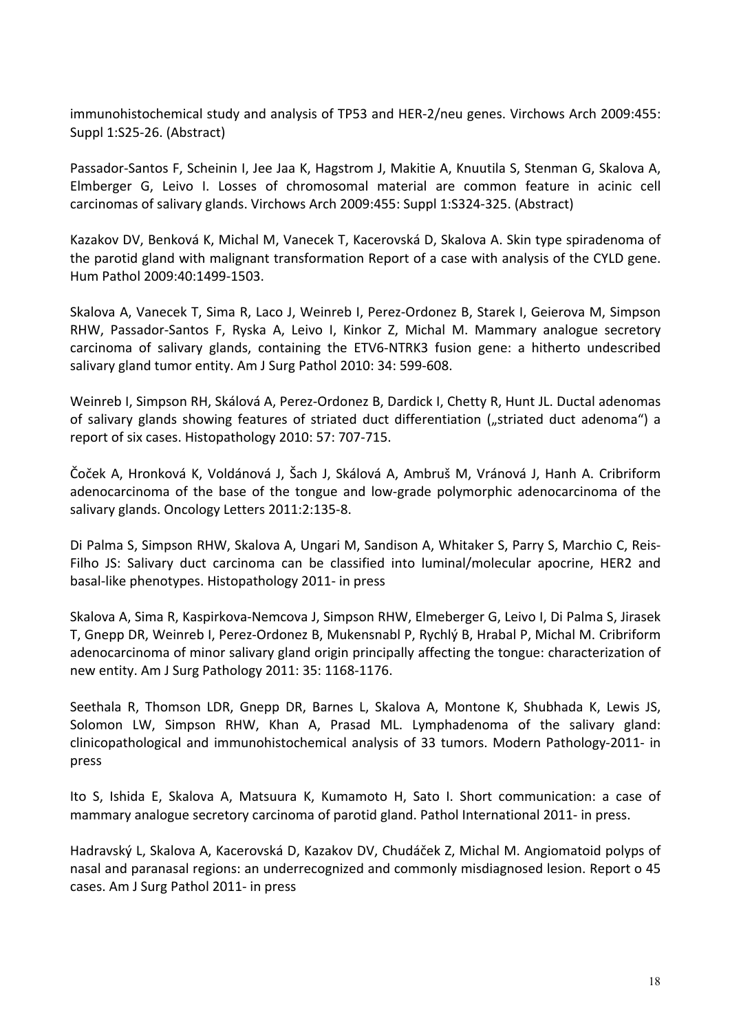immunohistochemical study and analysis of TP53 and HER-2/neu genes. Virchows Arch 2009:455: Suppl 1:S25-26. (Abstract)

Passador-Santos F, Scheinin I, Jee Jaa K, Hagstrom J, Makitie A, Knuutila S, Stenman G, Skalova A, Elmberger G, Leivo I. Losses of chromosomal material are common feature in acinic cell carcinomas of salivary glands. Virchows Arch 2009:455: Suppl 1:S324-325. (Abstract)

Kazakov DV, Benková K, Michal M, Vanecek T, Kacerovská D, Skalova A. Skin type spiradenoma of the parotid gland with malignant transformation Report of a case with analysis of the CYLD gene. Hum Pathol 2009:40:1499-1503.

Skalova A, Vanecek T, Sima R, Laco J, Weinreb I, Perez-Ordonez B, Starek I, Geierova M, Simpson RHW, Passador-Santos F, Ryska A, Leivo I, Kinkor Z, Michal M. Mammary analogue secretory carcinoma of salivary glands, containing the ETV6-NTRK3 fusion gene: a hitherto undescribed salivary gland tumor entity. Am J Surg Pathol 2010: 34: 599-608.

Weinreb I, Simpson RH, Skálová A, Perez-Ordonez B, Dardick I, Chetty R, Hunt JL. Ductal adenomas of salivary glands showing features of striated duct differentiation („striated duct adenoma") a report of six cases. Histopathology 2010: 57: 707-715.

Čoček A, Hronková K, Voldánová J, Šach J, Skálová A, Ambruš M, Vránová J, Hanh A. Cribriform adenocarcinoma of the base of the tongue and low-grade polymorphic adenocarcinoma of the salivary glands. Oncology Letters 2011:2:135-8.

Di Palma S, Simpson RHW, Skalova A, Ungari M, Sandison A, Whitaker S, Parry S, Marchio C, Reis-Filho JS: Salivary duct carcinoma can be classified into luminal/molecular apocrine, HER2 and basal-like phenotypes. Histopathology 2011- in press

Skalova A, Sima R, Kaspirkova-Nemcova J, Simpson RHW, Elmeberger G, Leivo I, Di Palma S, Jirasek T, Gnepp DR, Weinreb I, Perez-Ordonez B, Mukensnabl P, Rychlý B, Hrabal P, Michal M. Cribriform adenocarcinoma of minor salivary gland origin principally affecting the tongue: characterization of new entity. Am J Surg Pathology 2011: 35: 1168-1176.

Seethala R, Thomson LDR, Gnepp DR, Barnes L, Skalova A, Montone K, Shubhada K, Lewis JS, Solomon LW, Simpson RHW, Khan A, Prasad ML. Lymphadenoma of the salivary gland: clinicopathological and immunohistochemical analysis of 33 tumors. Modern Pathology-2011- in press

Ito S, Ishida E, Skalova A, Matsuura K, Kumamoto H, Sato I. Short communication: a case of mammary analogue secretory carcinoma of parotid gland. Pathol International 2011- in press.

Hadravský L, Skalova A, Kacerovská D, Kazakov DV, Chudáček Z, Michal M. Angiomatoid polyps of nasal and paranasal regions: an underrecognized and commonly misdiagnosed lesion. Report o 45 cases. Am J Surg Pathol 2011- in press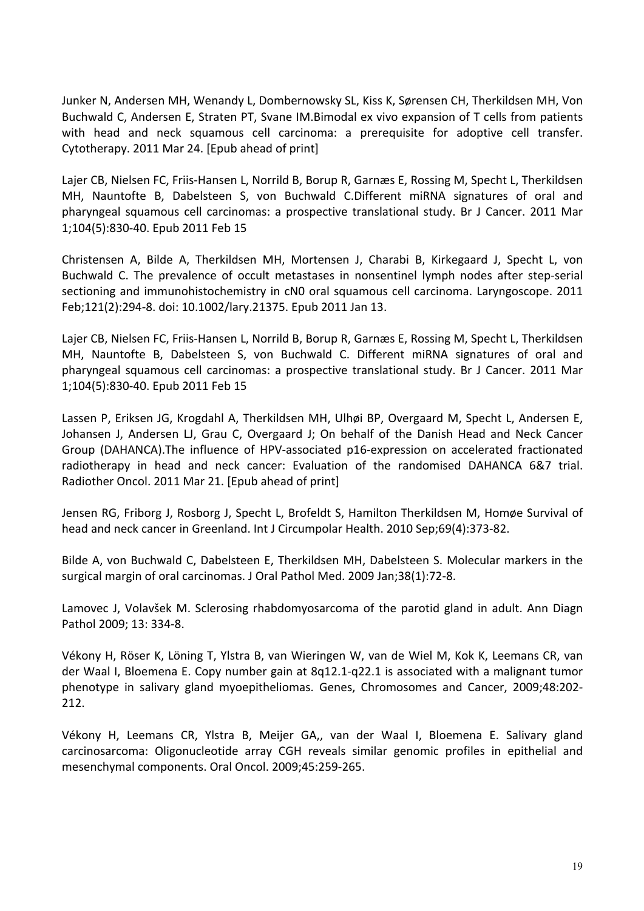Junker N, Andersen MH, Wenandy L, Dombernowsky SL, Kiss K, Sørensen CH, Therkildsen MH, Von Buchwald C, Andersen E, Straten PT, Svane IM.Bimodal ex vivo expansion of T cells from patients with head and neck squamous cell carcinoma: a prerequisite for adoptive cell transfer. Cytotherapy. 2011 Mar 24. [Epub ahead of print]

Lajer CB, Nielsen FC, Friis-Hansen L, Norrild B, Borup R, Garnæs E, Rossing M, Specht L, Therkildsen MH, Nauntofte B, Dabelsteen S, von Buchwald C.Different miRNA signatures of oral and pharyngeal squamous cell carcinomas: a prospective translational study. Br J Cancer. 2011 Mar 1;104(5):830-40. Epub 2011 Feb 15

Christensen A, Bilde A, Therkildsen MH, Mortensen J, Charabi B, Kirkegaard J, Specht L, von Buchwald C. The prevalence of occult metastases in nonsentinel lymph nodes after step-serial sectioning and immunohistochemistry in cN0 oral squamous cell carcinoma. Laryngoscope. 2011 Feb;121(2):294-8. doi: 10.1002/lary.21375. Epub 2011 Jan 13.

Lajer CB, Nielsen FC, Friis-Hansen L, Norrild B, Borup R, Garnæs E, Rossing M, Specht L, Therkildsen MH, Nauntofte B, Dabelsteen S, von Buchwald C. Different miRNA signatures of oral and pharyngeal squamous cell carcinomas: a prospective translational study. Br J Cancer. 2011 Mar 1;104(5):830-40. Epub 2011 Feb 15

Lassen P, Eriksen JG, Krogdahl A, Therkildsen MH, Ulhøi BP, Overgaard M, Specht L, Andersen E, Johansen J, Andersen LJ, Grau C, Overgaard J; On behalf of the Danish Head and Neck Cancer Group (DAHANCA).The influence of HPV-associated p16-expression on accelerated fractionated radiotherapy in head and neck cancer: Evaluation of the randomised DAHANCA 6&7 trial. Radiother Oncol. 2011 Mar 21. [Epub ahead of print]

Jensen RG, Friborg J, Rosborg J, Specht L, Brofeldt S, Hamilton Therkildsen M, Homøe Survival of head and neck cancer in Greenland. Int J Circumpolar Health. 2010 Sep;69(4):373-82.

Bilde A, von Buchwald C, Dabelsteen E, Therkildsen MH, Dabelsteen S. Molecular markers in the surgical margin of oral carcinomas. J Oral Pathol Med. 2009 Jan;38(1):72-8.

Lamovec J, Volavšek M. Sclerosing rhabdomyosarcoma of the parotid gland in adult. Ann Diagn Pathol 2009; 13: 334-8.

Vékony H, Röser K, Löning T, Ylstra B, van Wieringen W, van de Wiel M, Kok K, Leemans CR, van der Waal I, Bloemena E. Copy number gain at 8q12.1-q22.1 is associated with a malignant tumor phenotype in salivary gland myoepitheliomas. Genes, Chromosomes and Cancer, 2009;48:202-212.

Vékony H, Leemans CR, Ylstra B, Meijer GA,, van der Waal I, Bloemena E. Salivary gland carcinosarcoma: Oligonucleotide array CGH reveals similar genomic profiles in epithelial and mesenchymal components. Oral Oncol. 2009;45:259-265.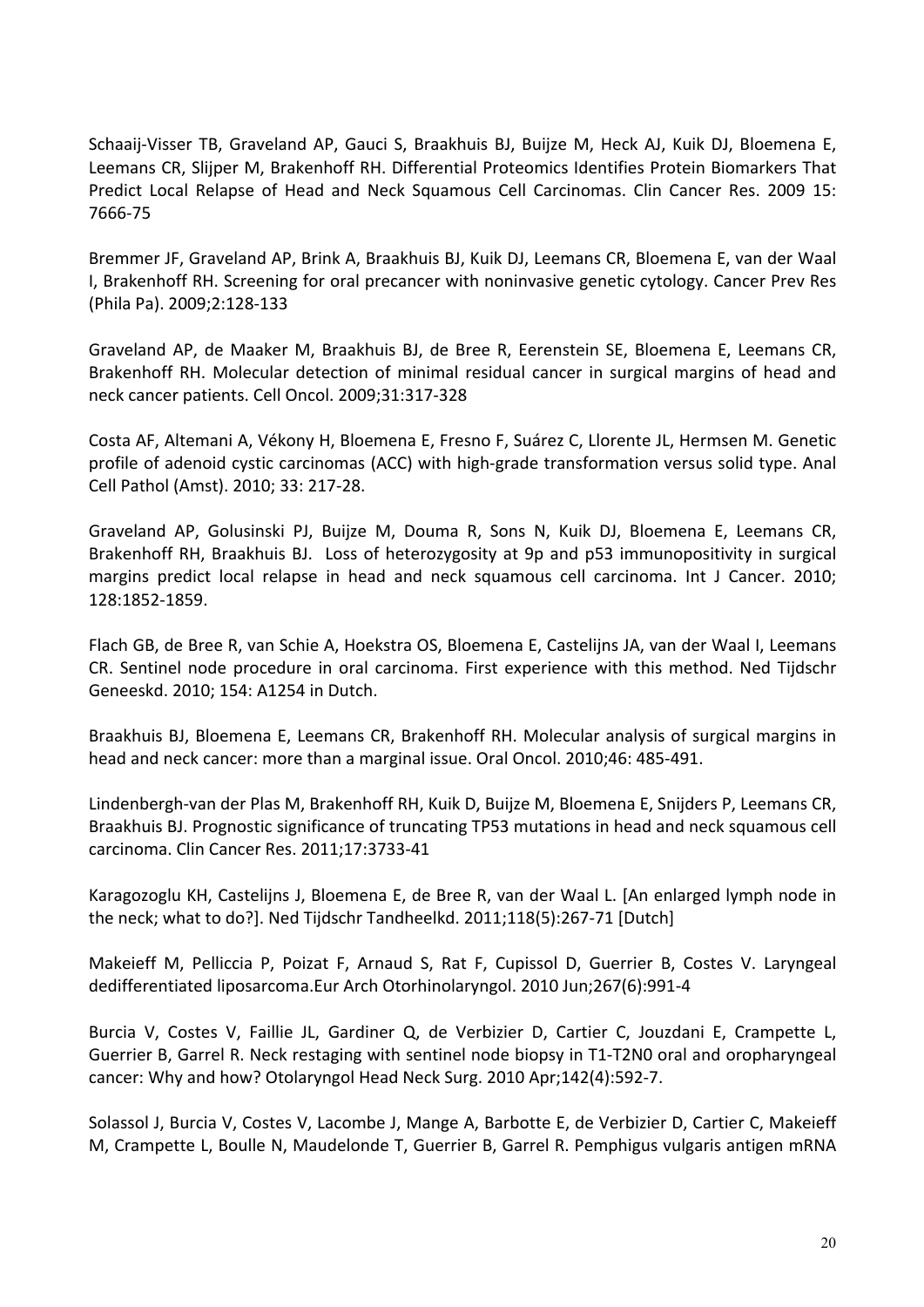Schaaij-Visser TB, Graveland AP, Gauci S, Braakhuis BJ, Buijze M, Heck AJ, Kuik DJ, Bloemena E, Leemans CR, Slijper M, Brakenhoff RH. Differential Proteomics Identifies Protein Biomarkers That Predict Local Relapse of Head and Neck Squamous Cell Carcinomas. Clin Cancer Res. 2009 15: 7666-75

Bremmer JF, Graveland AP, Brink A, Braakhuis BJ, Kuik DJ, Leemans CR, Bloemena E, van der Waal I, Brakenhoff RH. Screening for oral precancer with noninvasive genetic cytology. Cancer Prev Res (Phila Pa). 2009;2:128-133

Graveland AP, de Maaker M, Braakhuis BJ, de Bree R, Eerenstein SE, Bloemena E, Leemans CR, Brakenhoff RH. Molecular detection of minimal residual cancer in surgical margins of head and neck cancer patients. Cell Oncol. 2009;31:317-328

Costa AF, Altemani A, Vékony H, Bloemena E, Fresno F, Suárez C, Llorente JL, Hermsen M. Genetic profile of adenoid cystic carcinomas (ACC) with high-grade transformation versus solid type. Anal Cell Pathol (Amst). 2010; 33: 217-28.

Graveland AP, Golusinski PJ, Buijze M, Douma R, Sons N, Kuik DJ, Bloemena E, Leemans CR, Brakenhoff RH, Braakhuis BJ. Loss of heterozygosity at 9p and p53 immunopositivity in surgical margins predict local relapse in head and neck squamous cell carcinoma. Int J Cancer. 2010; 128:1852-1859.

Flach GB, de Bree R, van Schie A, Hoekstra OS, Bloemena E, Castelijns JA, van der Waal I, Leemans CR. Sentinel node procedure in oral carcinoma. First experience with this method. Ned Tijdschr Geneeskd. 2010; 154: A1254 in Dutch.

Braakhuis BJ, Bloemena E, Leemans CR, Brakenhoff RH. Molecular analysis of surgical margins in head and neck cancer: more than a marginal issue. Oral Oncol. 2010;46: 485-491.

Lindenbergh-van der Plas M, Brakenhoff RH, Kuik D, Buijze M, Bloemena E, Snijders P, Leemans CR, Braakhuis BJ. Prognostic significance of truncating TP53 mutations in head and neck squamous cell carcinoma. Clin Cancer Res. 2011;17:3733-41

Karagozoglu KH, Castelijns J, Bloemena E, de Bree R, van der Waal L. [An enlarged lymph node in the neck; what to do?]. Ned Tijdschr Tandheelkd. 2011;118(5):267-71 [Dutch]

Makeieff M, Pelliccia P, Poizat F, Arnaud S, Rat F, Cupissol D, Guerrier B, Costes V. Laryngeal dedifferentiated liposarcoma.Eur Arch Otorhinolaryngol. 2010 Jun;267(6):991-4

Burcia V, Costes V, Faillie JL, Gardiner Q, de Verbizier D, Cartier C, Jouzdani E, Crampette L, Guerrier B, Garrel R. Neck restaging with sentinel node biopsy in T1-T2N0 oral and oropharyngeal cancer: Why and how? Otolaryngol Head Neck Surg. 2010 Apr;142(4):592-7.

Solassol J, Burcia V, Costes V, Lacombe J, Mange A, Barbotte E, de Verbizier D, Cartier C, Makeieff M, Crampette L, Boulle N, Maudelonde T, Guerrier B, Garrel R. Pemphigus vulgaris antigen mRNA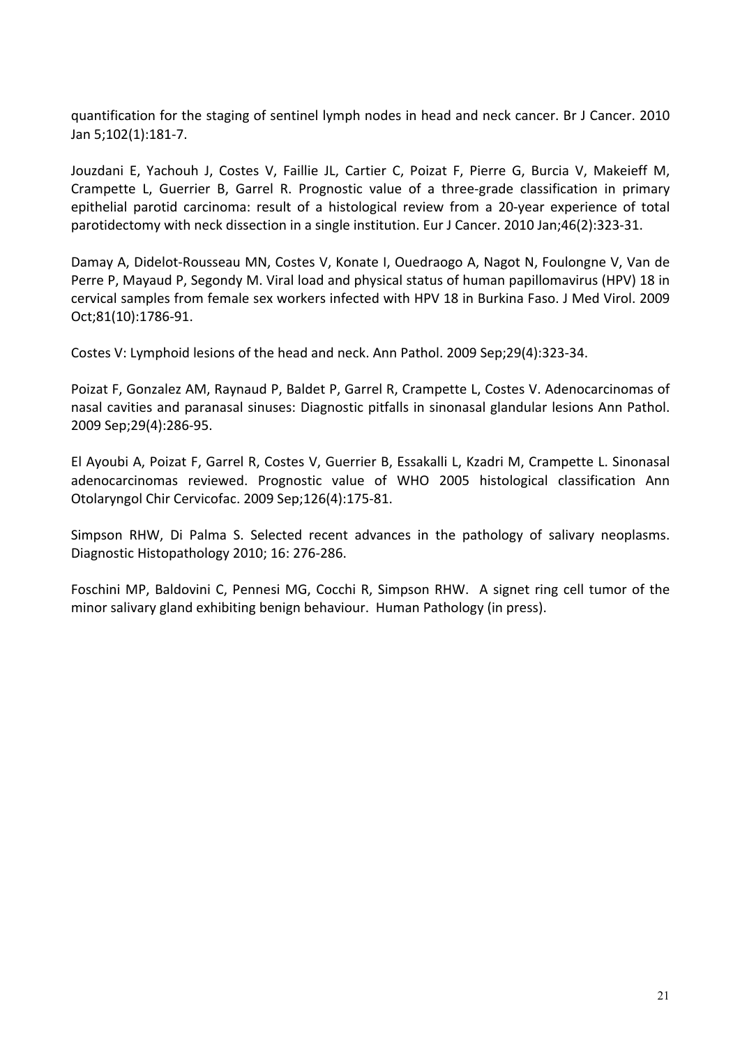quantification for the staging of sentinel lymph nodes in head and neck cancer. Br J Cancer. 2010 Jan 5;102(1):181-7.

Jouzdani E, Yachouh J, Costes V, Faillie JL, Cartier C, Poizat F, Pierre G, Burcia V, Makeieff M, Crampette L, Guerrier B, Garrel R. Prognostic value of a three-grade classification in primary epithelial parotid carcinoma: result of a histological review from a 20-year experience of total parotidectomy with neck dissection in a single institution. Eur J Cancer. 2010 Jan;46(2):323-31.

Damay A, Didelot-Rousseau MN, Costes V, Konate I, Ouedraogo A, Nagot N, Foulongne V, Van de Perre P, Mayaud P, Segondy M. Viral load and physical status of human papillomavirus (HPV) 18 in cervical samples from female sex workers infected with HPV 18 in Burkina Faso. J Med Virol. 2009 Oct;81(10):1786-91.

Costes V: Lymphoid lesions of the head and neck. Ann Pathol. 2009 Sep;29(4):323-34.

Poizat F, Gonzalez AM, Raynaud P, Baldet P, Garrel R, Crampette L, Costes V. Adenocarcinomas of nasal cavities and paranasal sinuses: Diagnostic pitfalls in sinonasal glandular lesions Ann Pathol. 2009 Sep;29(4):286-95.

El Ayoubi A, Poizat F, Garrel R, Costes V, Guerrier B, Essakalli L, Kzadri M, Crampette L. Sinonasal adenocarcinomas reviewed. Prognostic value of WHO 2005 histological classification Ann Otolaryngol Chir Cervicofac. 2009 Sep;126(4):175-81.

Simpson RHW, Di Palma S. Selected recent advances in the pathology of salivary neoplasms. Diagnostic Histopathology 2010; 16: 276-286.

Foschini MP, Baldovini C, Pennesi MG, Cocchi R, Simpson RHW. A signet ring cell tumor of the minor salivary gland exhibiting benign behaviour. Human Pathology (in press).